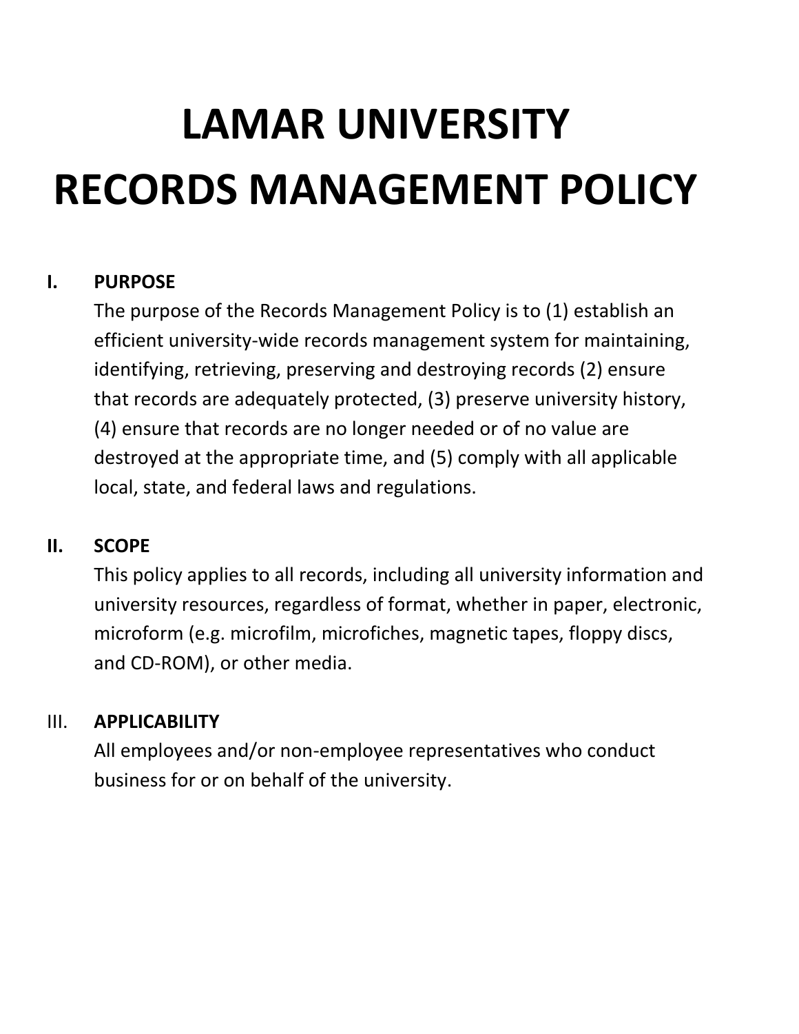# LAMAR UNIVERSITY
# RECORDS MANAGEMENT POLICY

## I. PURPOSE

The purpose of the Records Management Policy is to (1) establish an efficient university-wide records management system for maintaining, identifying, retrieving, preserving and destroying records (2) ensure that records are adequately protected, (3) preserve university history, (4) ensure that records are no longer needed or of no value are destroyed at the appropriate time, and (5) comply with all applicable local, state, and federal laws and regulations.

## II. SCOPE

This policy applies to all records, including all university information and university resources, regardless of format, whether in paper, electronic, microform (e.g. microfilm, microfiches, magnetic tapes, floppy discs, and CD-ROM), or other media.

## III. APPLICABILITY

All employees and/or non-employee representatives who conduct business for or on behalf of the university.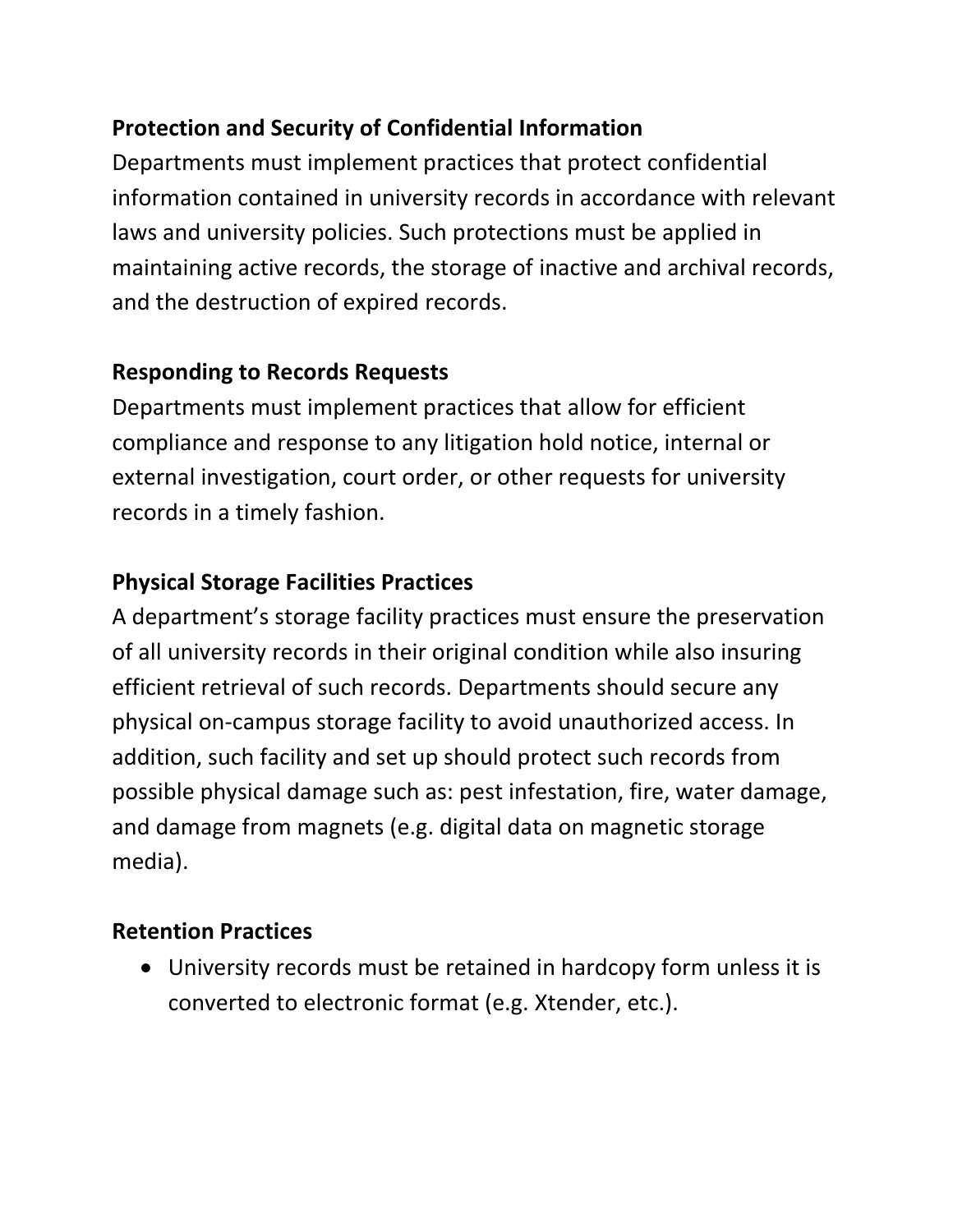**Protection and Security of Confidential Information**

Departments must implement practices that protect confidential information contained in university records in accordance with relevant laws and university policies. Such protections must be applied in maintaining active records, the storage of inactive and archival records, and the destruction of expired records.

**Responding to Records Requests**

Departments must implement practices that allow for efficient compliance and response to any litigation hold notice, internal or external investigation, court order, or other requests for university records in a timely fashion.

**Physical Storage Facilities Practices**

A department's storage facility practices must ensure the preservation of all university records in their original condition while also insuring efficient retrieval of such records. Departments should secure any physical on-campus storage facility to avoid unauthorized access. In addition, such facility and set up should protect such records from possible physical damage such as: pest infestation, fire, water damage, and damage from magnets (e.g. digital data on magnetic storage media).

**Retention Practices**

- University records must be retained in hardcopy form unless it is converted to electronic format (e.g. Xtender, etc.).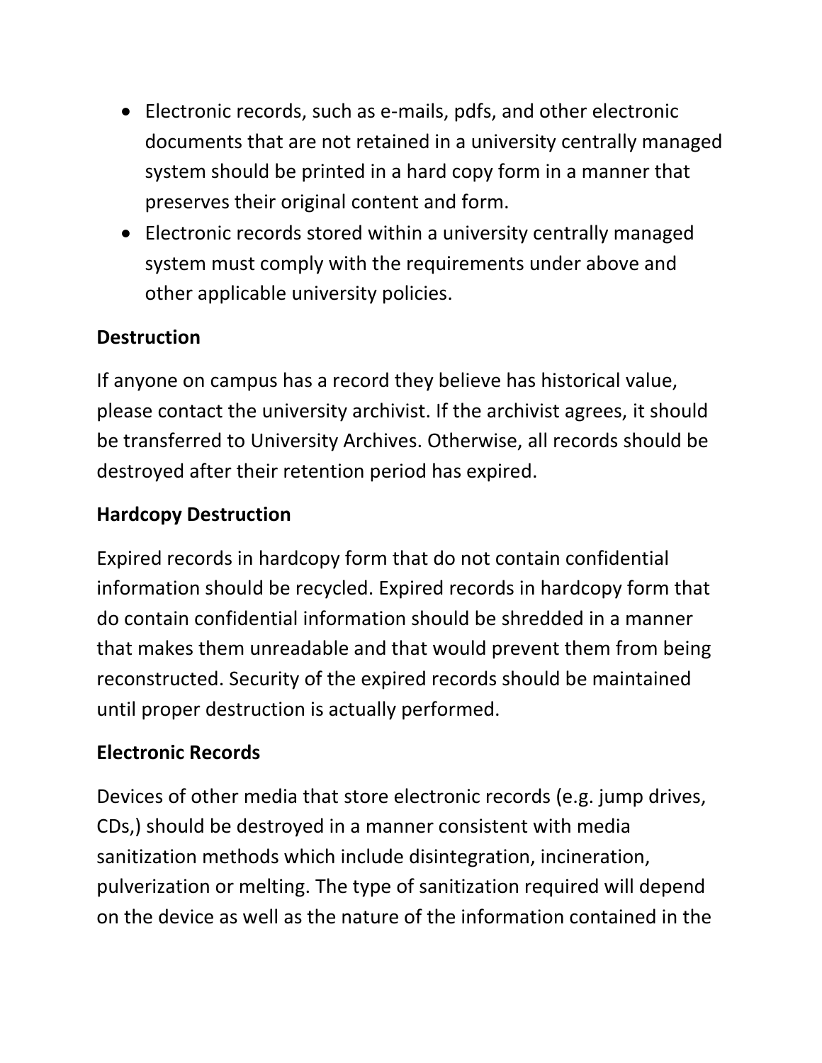- Electronic records, such as e-mails, pdfs, and other electronic documents that are not retained in a university centrally managed system should be printed in a hard copy form in a manner that preserves their original content and form.
- Electronic records stored within a university centrally managed system must comply with the requirements under above and other applicable university policies.

**Destruction**

If anyone on campus has a record they believe has historical value, please contact the university archivist. If the archivist agrees, it should be transferred to University Archives. Otherwise, all records should be destroyed after their retention period has expired.

**Hardcopy Destruction**

Expired records in hardcopy form that do not contain confidential information should be recycled. Expired records in hardcopy form that do contain confidential information should be shredded in a manner that makes them unreadable and that would prevent them from being reconstructed. Security of the expired records should be maintained until proper destruction is actually performed.

**Electronic Records**

Devices of other media that store electronic records (e.g. jump drives, CDs,) should be destroyed in a manner consistent with media sanitization methods which include disintegration, incineration, pulverization or melting. The type of sanitization required will depend on the device as well as the nature of the information contained in the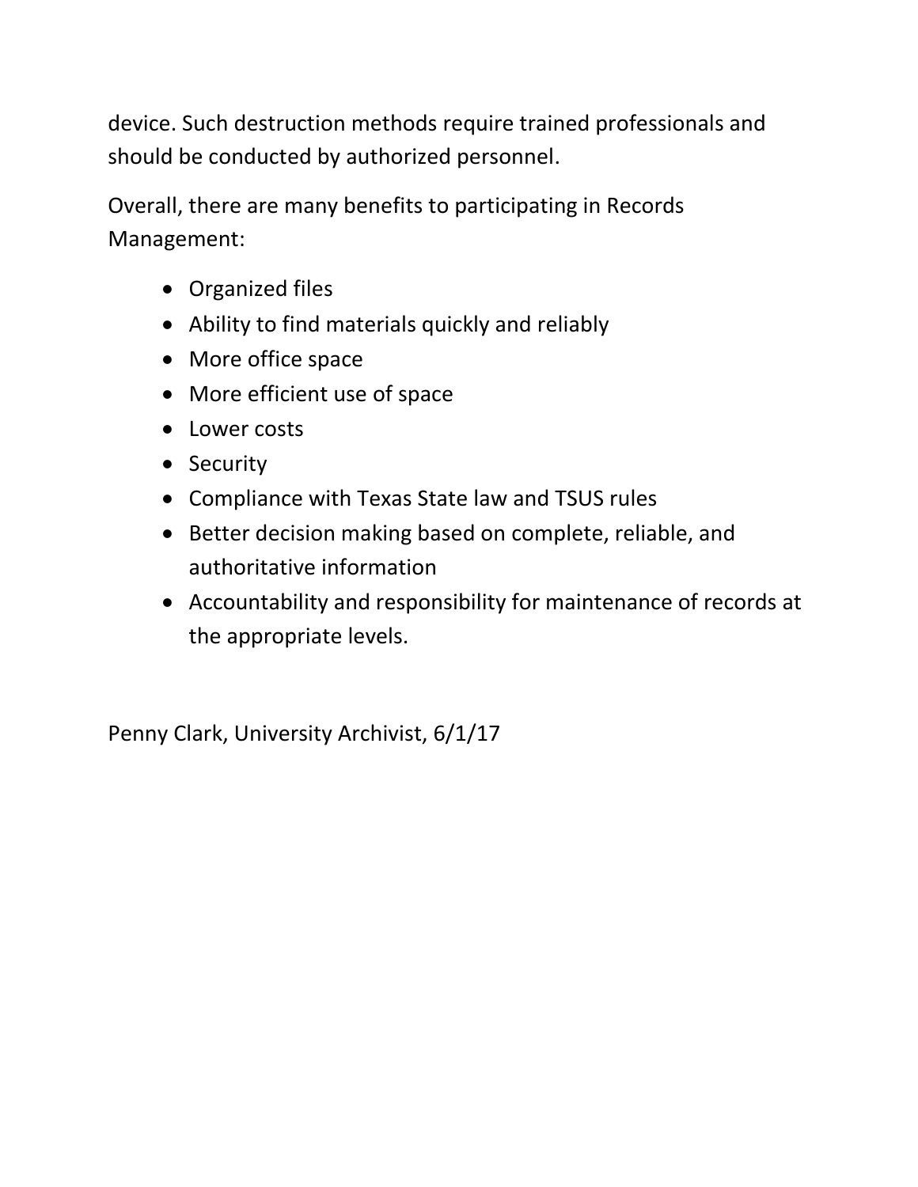device. Such destruction methods require trained professionals and should be conducted by authorized personnel.

Overall, there are many benefits to participating in Records Management:

- Organized files
- Ability to find materials quickly and reliably
- More office space
- More efficient use of space
- Lower costs
- Security
- Compliance with Texas State law and TSUS rules
- Better decision making based on complete, reliable, and authoritative information
- Accountability and responsibility for maintenance of records at the appropriate levels.

Penny Clark, University Archivist, 6/1/17